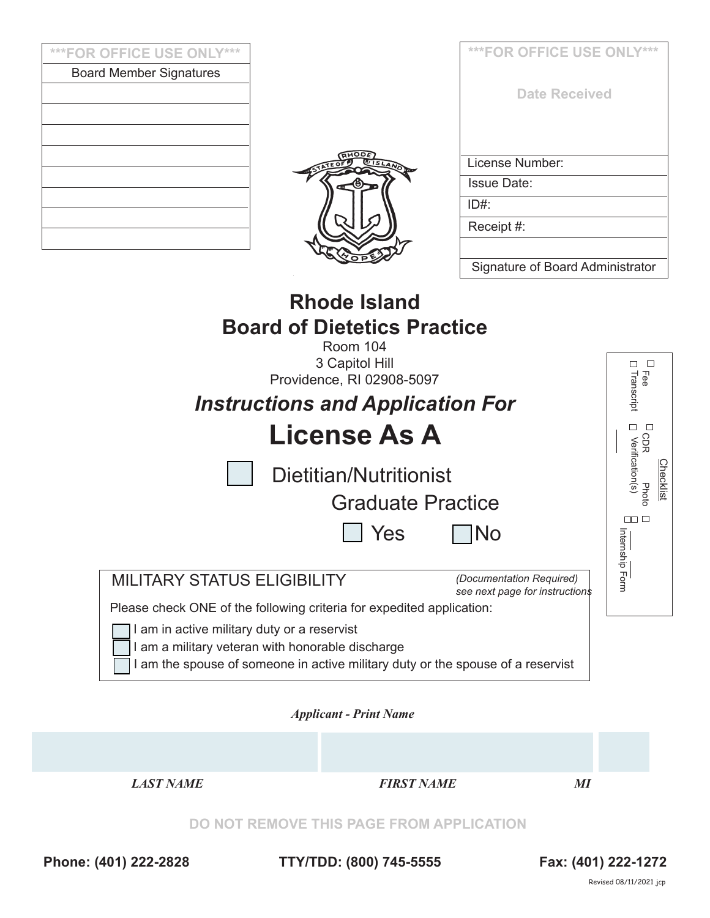| ***FOR OFFICE USE ONLY*** |
| --- |
| Board Member Signatures |
| |
| |
| |
| |
| |
| |
| |
| |

| ***FOR OFFICE USE ONLY*** |
| --- |
| Date Received |
| License Number: |
| Issue Date: |
| ID#: |
| Receipt #: |
| |
| Signature of Board Administrator |

# Rhode Island
# Board of Dietetics Practice

Room 104
3 Capitol Hill
Providence, RI 02908-5097

## *Instructions and Application For*

# License As A

☐ Dietitian/Nutritionist

Graduate Practice

☐ Yes ☐ No

**Checklist**

☐ Fee
☐ Transcript
☐ CDR Verification(s)
☐ Photo
☐ Internship Form

MILITARY STATUS ELIGIBILITY *(Documentation Required) see next page for instructions*

Please check ONE of the following criteria for expedited application:

☐ I am in active military duty or a reservist
☐ I am a military veteran with honorable discharge
☐ I am the spouse of someone in active military duty or the spouse of a reservist

***Applicant - Print Name***

| | | |
| --- | --- | --- |
| ***LAST NAME*** | ***FIRST NAME*** | ***MI*** |

**DO NOT REMOVE THIS PAGE FROM APPLICATION**

**Phone: (401) 222-2828** **TTY/TDD: (800) 745-5555** **Fax: (401) 222-1272**

Revised 08/11/2021 jcp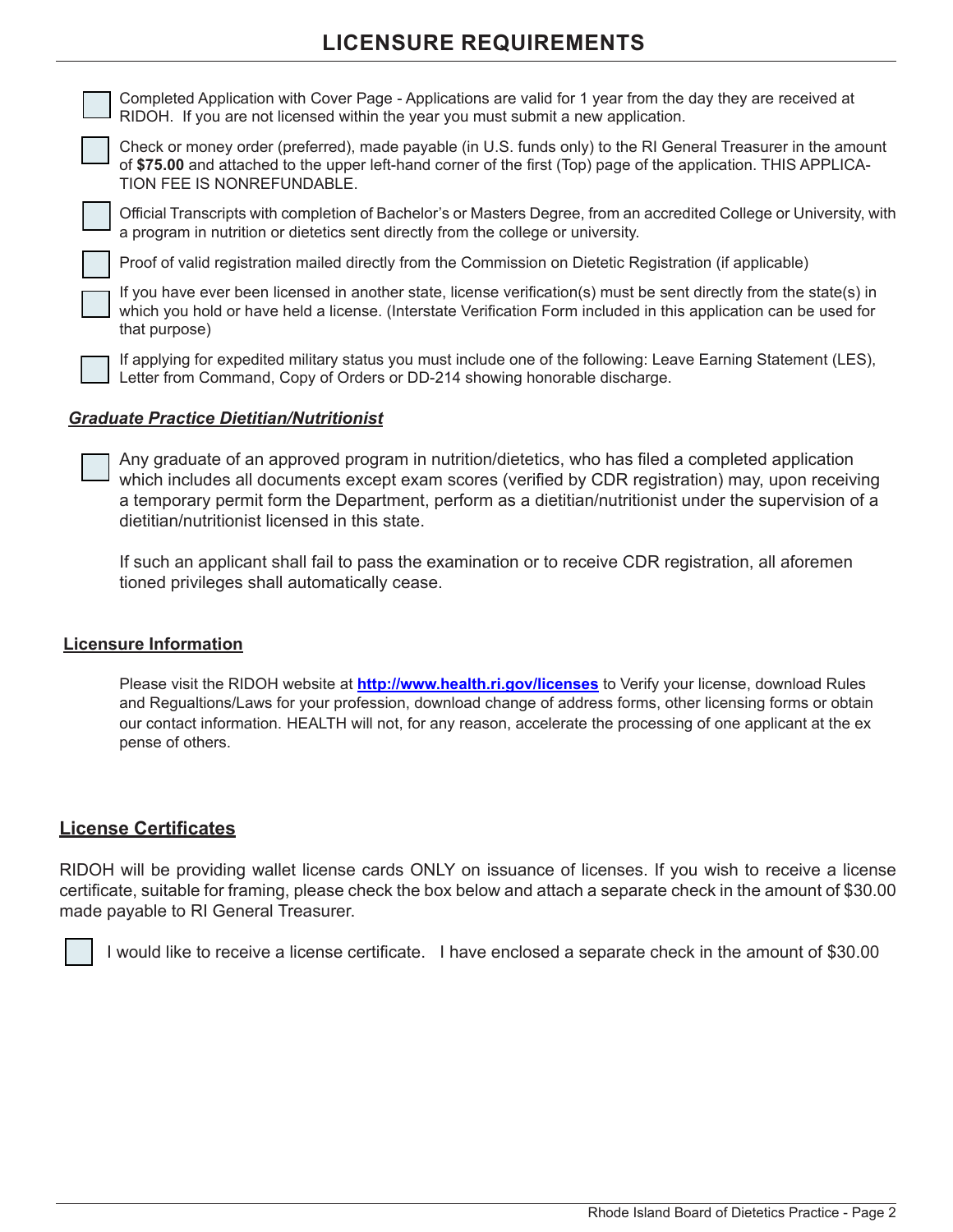# LICENSURE REQUIREMENTS

- [ ] Completed Application with Cover Page - Applications are valid for 1 year from the day they are received at RIDOH. If you are not licensed within the year you must submit a new application.
- [ ] Check or money order (preferred), made payable (in U.S. funds only) to the RI General Treasurer in the amount of **$75.00** and attached to the upper left-hand corner of the first (Top) page of the application. THIS APPLICATION FEE IS NONREFUNDABLE.
- [ ] Official Transcripts with completion of Bachelor's or Masters Degree, from an accredited College or University, with a program in nutrition or dietetics sent directly from the college or university.
- [ ] Proof of valid registration mailed directly from the Commission on Dietetic Registration (if applicable)
- [ ] If you have ever been licensed in another state, license verification(s) must be sent directly from the state(s) in which you hold or have held a license. (Interstate Verification Form included in this application can be used for that purpose)
- [ ] If applying for expedited military status you must include one of the following: Leave Earning Statement (LES), Letter from Command, Copy of Orders or DD-214 showing honorable discharge.

***Graduate Practice Dietitian/Nutritionist***

- [ ] Any graduate of an approved program in nutrition/dietetics, who has filed a completed application which includes all documents except exam scores (verified by CDR registration) may, upon receiving a temporary permit form the Department, perform as a dietitian/nutritionist under the supervision of a dietitian/nutritionist licensed in this state.

  If such an applicant shall fail to pass the examination or to receive CDR registration, all aforementioned privileges shall automatically cease.

**Licensure Information**

Please visit the RIDOH website at **[http://www.health.ri.gov/licenses](http://www.health.ri.gov/licenses)** to Verify your license, download Rules and Regualtions/Laws for your profession, download change of address forms, other licensing forms or obtain our contact information. HEALTH will not, for any reason, accelerate the processing of one applicant at the expense of others.

## License Certificates

RIDOH will be providing wallet license cards ONLY on issuance of licenses. If you wish to receive a license certificate, suitable for framing, please check the box below and attach a separate check in the amount of $30.00 made payable to RI General Treasurer.

- [ ] I would like to receive a license certificate. I have enclosed a separate check in the amount of $30.00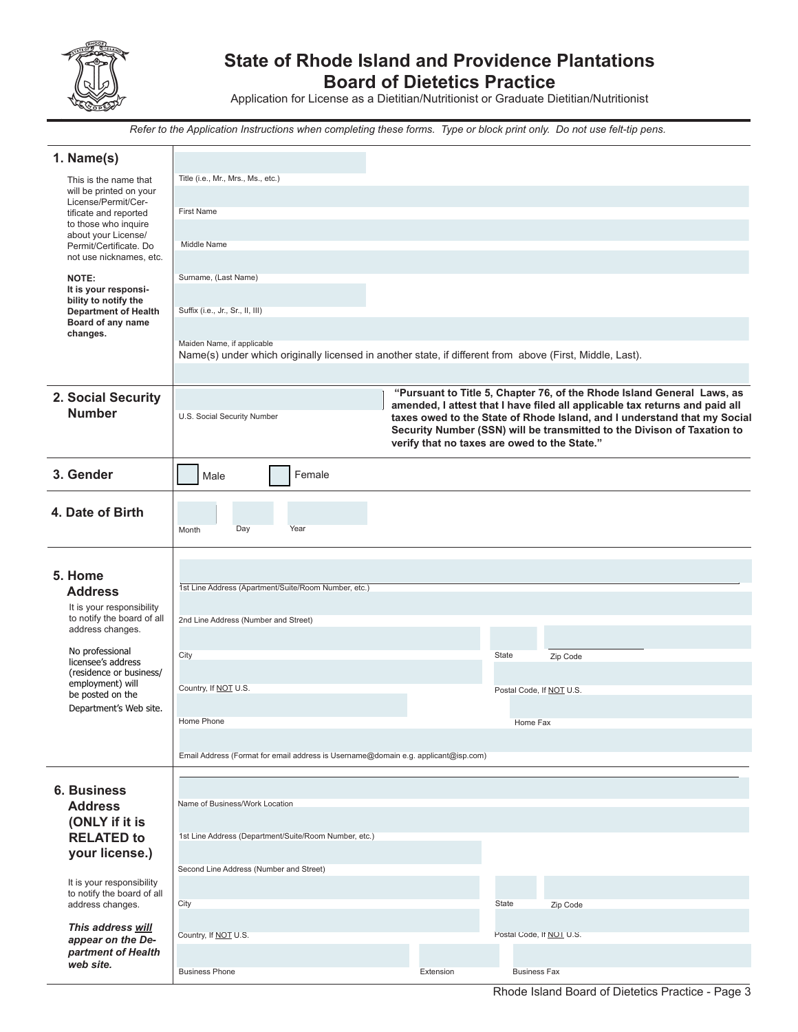# State of Rhode Island and Providence Plantations
## Board of Dietetics Practice

Application for License as a Dietitian/Nutritionist or Graduate Dietitian/Nutritionist

*Refer to the Application Instructions when completing these forms. Type or block print only. Do not use felt-tip pens.*

### 1. Name(s)

This is the name that will be printed on your License/Permit/Certificate and reported to those who inquire about your License/Permit/Certificate. Do not use nicknames, etc.

**NOTE:**
**It is your responsibility to notify the Department of Health Board of any name changes.**

Title (i.e., Mr., Mrs., Ms., etc.)

First Name

Middle Name

Surname, (Last Name)

Suffix (i.e., Jr., Sr., II, III)

Maiden Name, if applicable

Name(s) under which originally licensed in another state, if different from above (First, Middle, Last).

### 2. Social Security Number

U.S. Social Security Number

**"Pursuant to Title 5, Chapter 76, of the Rhode Island General Laws, as amended, I attest that I have filed all applicable tax returns and paid all taxes owed to the State of Rhode Island, and I understand that my Social Security Number (SSN) will be transmitted to the Divison of Taxation to verify that no taxes are owed to the State."**

### 3. Gender

☐ Male ☐ Female

### 4. Date of Birth

Month Day Year

### 5. Home Address

It is your responsibility to notify the board of all address changes.

No professional licensee's address (residence or business/employment) will be posted on the Department's Web site.

1st Line Address (Apartment/Suite/Room Number, etc.)

2nd Line Address (Number and Street)

City State Zip Code

Country, If NOT U.S. Postal Code, If NOT U.S.

Home Phone Home Fax

Email Address (Format for email address is Username@domain e.g. applicant@isp.com)

### 6. Business Address (ONLY if it is RELATED to your license.)

It is your responsibility to notify the board of all address changes.

***This address will appear on the Department of Health web site.***

Name of Business/Work Location

1st Line Address (Department/Suite/Room Number, etc.)

Second Line Address (Number and Street)

City State Zip Code

Country, If NOT U.S. Postal Code, If NOT U.S.

Business Phone Extension Business Fax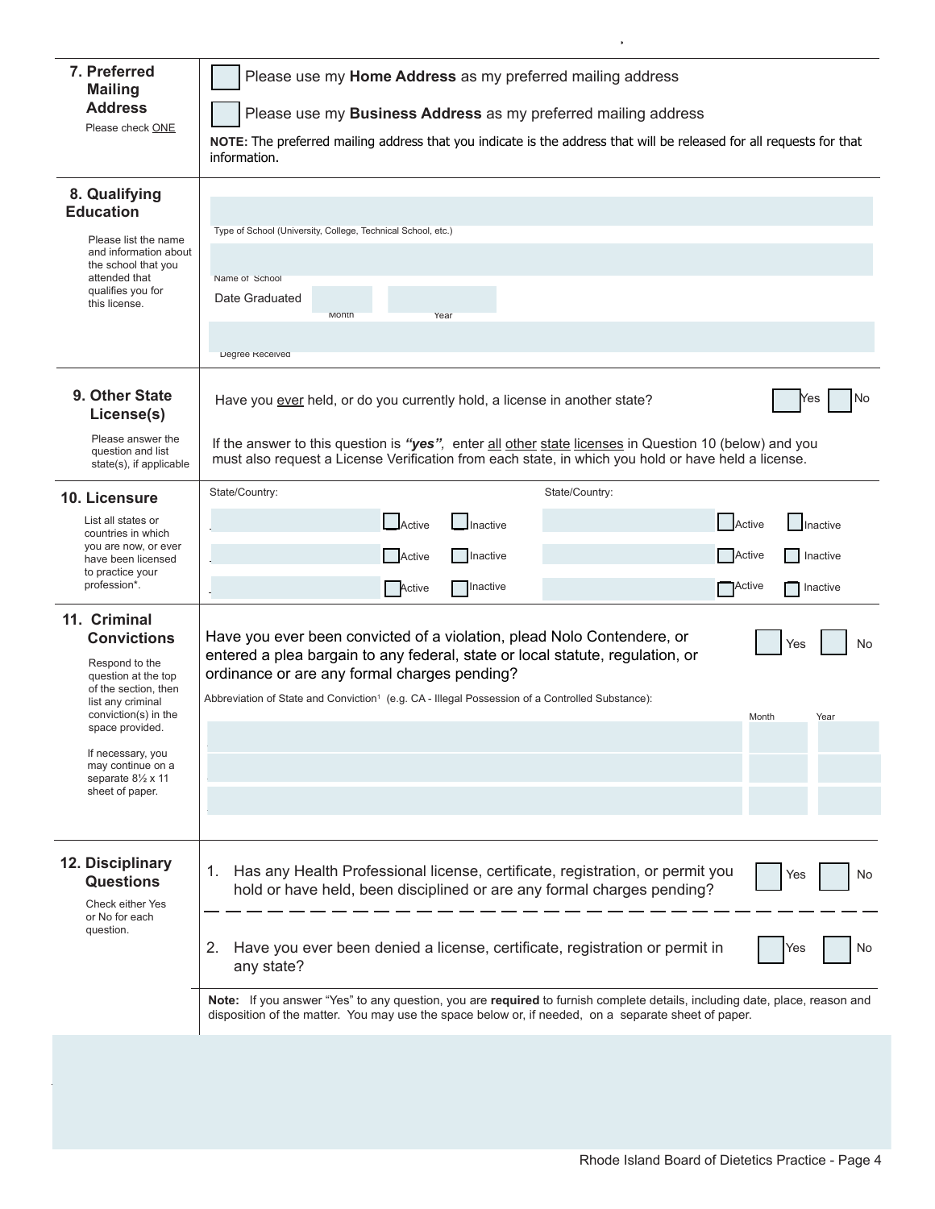## 7. Preferred Mailing Address

Please check ONE

☐ Please use my **Home Address** as my preferred mailing address

☐ Please use my **Business Address** as my preferred mailing address

**NOTE:** The preferred mailing address that you indicate is the address that will be released for all requests for that information.

## 8. Qualifying Education

Please list the name and information about the school that you attended that qualifies you for this license.

Type of School (University, College, Technical School, etc.)

Name of School

Date Graduated Month Year

Degree Received

## 9. Other State License(s)

Please answer the question and list state(s), if applicable

Have you ever held, or do you currently hold, a license in another state? ☐ Yes ☐ No

If the answer to this question is ***"yes"***, enter all other state licenses in Question 10 (below) and you must also request a License Verification from each state, in which you hold or have held a license.

## 10. Licensure

List all states or countries in which you are now, or ever have been licensed to practice your profession*.

| State/Country: | | | State/Country: | | |
|---|---|---|---|---|---|
| | ☐ Active | ☐ Inactive | | ☐ Active | ☐ Inactive |
| | ☐ Active | ☐ Inactive | | ☐ Active | ☐ Inactive |
| | ☐ Active | ☐ Inactive | | ☐ Active | ☐ Inactive |

## 11. Criminal Convictions

Respond to the question at the top of the section, then list any criminal conviction(s) in the space provided.

If necessary, you may continue on a separate 8½ x 11 sheet of paper.

Have you ever been convicted of a violation, plead Nolo Contendere, or entered a plea bargain to any federal, state or local statute, regulation, or ordinance or are any formal charges pending? ☐ Yes ☐ No

Abbreviation of State and Conviction[1] (e.g. CA - Illegal Possession of a Controlled Substance):

| | Month | Year |
|---|---|---|
| | | |
| | | |
| | | |

## 12. Disciplinary Questions

Check either Yes or No for each question.

1. Has any Health Professional license, certificate, registration, or permit you hold or have held, been disciplined or are any formal charges pending? ☐ Yes ☐ No

2. Have you ever been denied a license, certificate, registration or permit in any state? ☐ Yes ☐ No

**Note:** If you answer "Yes" to any question, you are **required** to furnish complete details, including date, place, reason and disposition of the matter. You may use the space below or, if needed, on a separate sheet of paper.

Rhode Island Board of Dietetics Practice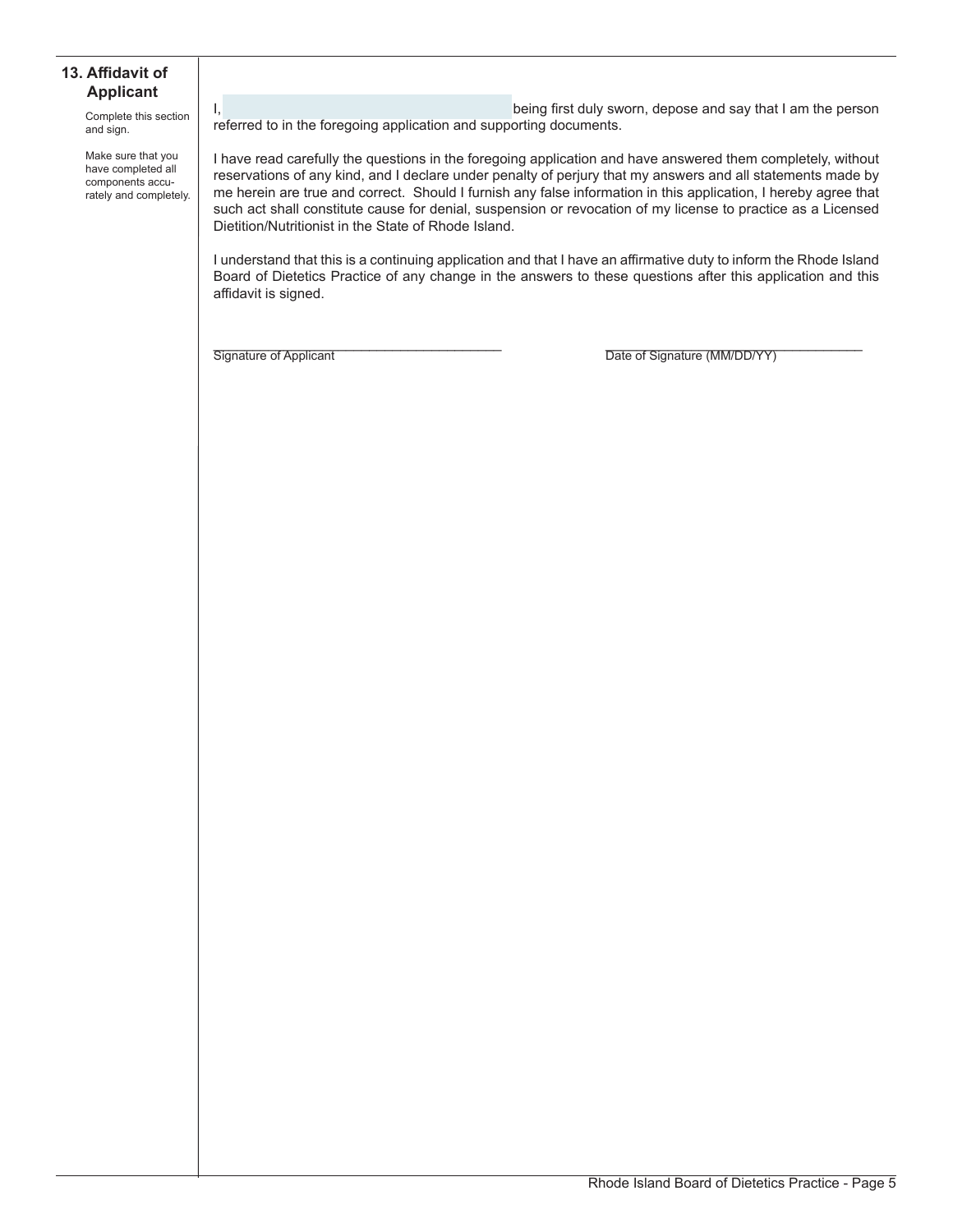## 13. Affidavit of Applicant

Complete this section and sign.

Make sure that you have completed all components accurately and completely.

I, \_\_\_\_\_\_\_\_\_\_\_\_\_\_\_\_\_\_\_\_\_\_\_\_\_\_\_\_\_\_\_\_\_\_\_\_ being first duly sworn, depose and say that I am the person referred to in the foregoing application and supporting documents.

I have read carefully the questions in the foregoing application and have answered them completely, without reservations of any kind, and I declare under penalty of perjury that my answers and all statements made by me herein are true and correct. Should I furnish any false information in this application, I hereby agree that such act shall constitute cause for denial, suspension or revocation of my license to practice as a Licensed Dietition/Nutritionist in the State of Rhode Island.

I understand that this is a continuing application and that I have an affirmative duty to inform the Rhode Island Board of Dietetics Practice of any change in the answers to these questions after this application and this affidavit is signed.

\_\_\_\_\_\_\_\_\_\_\_\_\_\_\_\_\_\_\_\_\_\_\_\_\_\_\_\_\_\_\_\_\_\_\_\_
Signature of Applicant

\_\_\_\_\_\_\_\_\_\_\_\_\_\_\_\_\_\_\_\_\_\_\_\_\_\_\_\_\_\_\_\_\_\_\_\_
Date of Signature (MM/DD/YY)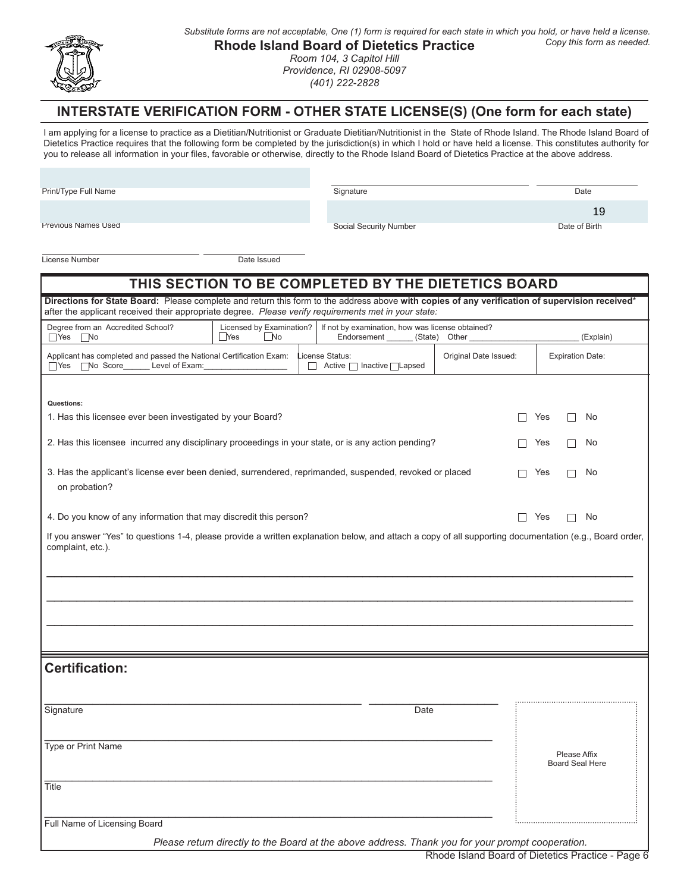*Substitute forms are not acceptable, One (1) form is required for each state in which you hold, or have held a license. Copy this form as needed.*

**Rhode Island Board of Dietetics Practice**

*Room 104, 3 Capitol Hill*
*Providence, RI 02908-5097*
*(401) 222-2828*

## INTERSTATE VERIFICATION FORM - OTHER STATE LICENSE(S) (One form for each state)

I am applying for a license to practice as a Dietitian/Nutritionist or Graduate Dietitian/Nutritionist in the State of Rhode Island. The Rhode Island Board of Dietetics Practice requires that the following form be completed by the jurisdiction(s) in which I hold or have held a license. This constitutes authority for you to release all information in your files, favorable or otherwise, directly to the Rhode Island Board of Dietetics Practice at the above address.

Print/Type Full Name ______________________ Signature ______________________ Date ____________

Previous Names Used ______________________ Social Security Number ______________________ Date of Birth 19____

License Number ______________________ Date Issued ____________

## THIS SECTION TO BE COMPLETED BY THE DIETETICS BOARD

**Directions for State Board:** Please complete and return this form to the address above **with copies of any verification of supervision received*** after the applicant received their appropriate degree. *Please verify requirements met in your state:*

| Degree from an Accredited School? ☐ Yes ☐ No | Licensed by Examination? ☐ Yes ☐ No | If not by examination, how was license obtained? Endorsement ______ (State) Other ______________________ (Explain) | |
|---|---|---|---|
| Applicant has completed and passed the National Certification Exam: ☐ Yes ☐ No Score______ Level of Exam:__________________ | License Status: ☐ Active ☐ Inactive ☐ Lapsed | Original Date Issued: | Expiration Date: |

**Questions:**

1. Has this licensee ever been investigated by your Board? ☐ Yes ☐ No

2. Has this licensee incurred any disciplinary proceedings in your state, or is any action pending? ☐ Yes ☐ No

3. Has the applicant's license ever been denied, surrendered, reprimanded, suspended, revoked or placed on probation? ☐ Yes ☐ No

4. Do you know of any information that may discredit this person? ☐ Yes ☐ No

If you answer "Yes" to questions 1-4, please provide a written explanation below, and attach a copy of all supporting documentation (e.g., Board order, complaint, etc.).

______________________________________________________________________

______________________________________________________________________

______________________________________________________________________

## Certification:

Signature ______________________________ Date ______________

Type or Print Name ______________________________

Title ______________________________

Full Name of Licensing Board ______________________________

Please Affix Board Seal Here

*Please return directly to the Board at the above address. Thank you for your prompt cooperation.*